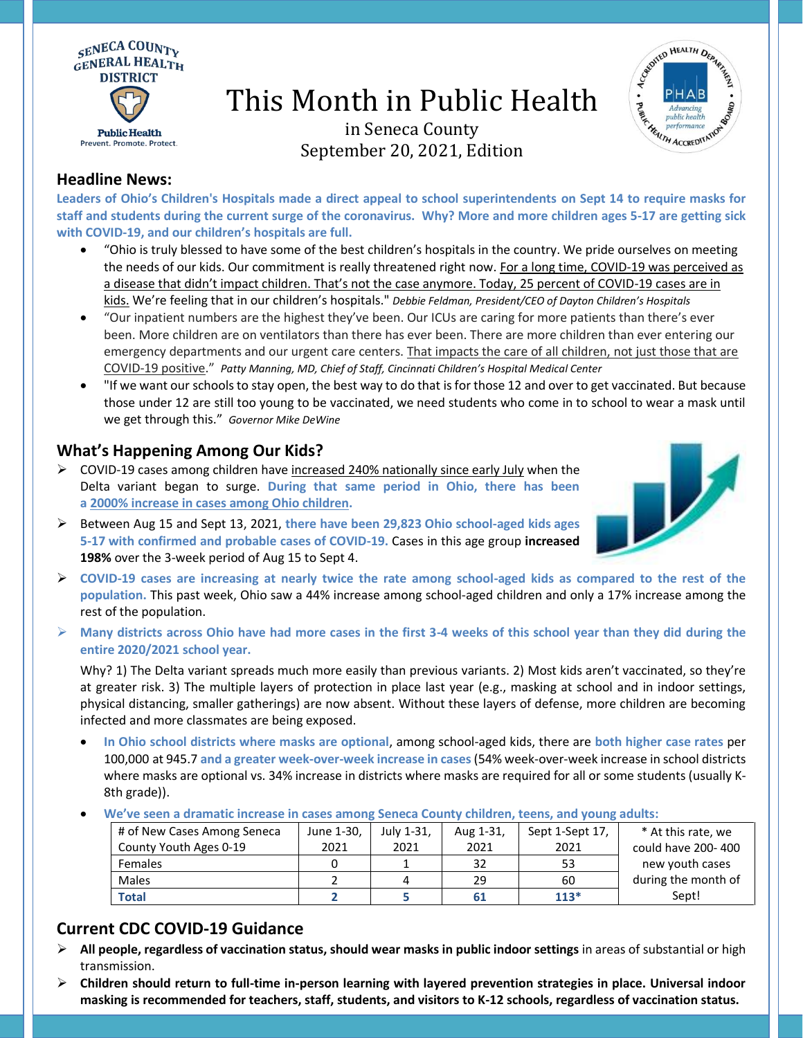# This Month in Public Health

in Seneca County
September 20, 2021, Edition

## Headline News:

**Leaders of Ohio's Children's Hospitals made a direct appeal to school superintendents on Sept 14 to require masks for staff and students during the current surge of the coronavirus. Why? More and more children ages 5-17 are getting sick with COVID-19, and our children's hospitals are full.**

- "Ohio is truly blessed to have some of the best children's hospitals in the country. We pride ourselves on meeting the needs of our kids. Our commitment is really threatened right now. For a long time, COVID-19 was perceived as a disease that didn't impact children. That's not the case anymore. Today, 25 percent of COVID-19 cases are in kids. We're feeling that in our children's hospitals." *Debbie Feldman, President/CEO of Dayton Children's Hospitals*
- "Our inpatient numbers are the highest they've been. Our ICUs are caring for more patients than there's ever been. More children are on ventilators than there has ever been. There are more children than ever entering our emergency departments and our urgent care centers. That impacts the care of all children, not just those that are COVID-19 positive." *Patty Manning, MD, Chief of Staff, Cincinnati Children's Hospital Medical Center*
- "If we want our schools to stay open, the best way to do that is for those 12 and over to get vaccinated. But because those under 12 are still too young to be vaccinated, we need students who come in to school to wear a mask until we get through this." *Governor Mike DeWine*

## What's Happening Among Our Kids?

- COVID-19 cases among children have increased 240% nationally since early July when the Delta variant began to surge. **During that same period in Ohio, there has been a 2000% increase in cases among Ohio children.**
- Between Aug 15 and Sept 13, 2021, **there have been 29,823 Ohio school-aged kids ages 5-17 with confirmed and probable cases of COVID-19.** Cases in this age group **increased 198%** over the 3-week period of Aug 15 to Sept 4.
- **COVID-19 cases are increasing at nearly twice the rate among school-aged kids as compared to the rest of the population.** This past week, Ohio saw a 44% increase among school-aged children and only a 17% increase among the rest of the population.
- **Many districts across Ohio have had more cases in the first 3-4 weeks of this school year than they did during the entire 2020/2021 school year.**

  Why? 1) The Delta variant spreads much more easily than previous variants. 2) Most kids aren't vaccinated, so they're at greater risk. 3) The multiple layers of protection in place last year (e.g., masking at school and in indoor settings, physical distancing, smaller gatherings) are now absent. Without these layers of defense, more children are becoming infected and more classmates are being exposed.

  - **In Ohio school districts where masks are optional**, among school-aged kids, there are **both higher case rates** per 100,000 at 945.7 **and a greater week-over-week increase in cases** (54% week-over-week increase in school districts where masks are optional vs. 34% increase in districts where masks are required for all or some students (usually K-8th grade)).
  - **We've seen a dramatic increase in cases among Seneca County children, teens, and young adults:**

| # of New Cases Among Seneca County Youth Ages 0-19 | June 1-30, 2021 | July 1-31, 2021 | Aug 1-31, 2021 | Sept 1-Sept 17, 2021 | * At this rate, we could have 200- 400 new youth cases during the month of Sept! |
|---|---|---|---|---|---|
| Females | 0 | 1 | 32 | 53 | |
| Males | 2 | 4 | 29 | 60 | |
| **Total** | **2** | **5** | **61** | **113*** | |

## Current CDC COVID-19 Guidance

- **All people, regardless of vaccination status, should wear masks in public indoor settings** in areas of substantial or high transmission.
- **Children should return to full-time in-person learning with layered prevention strategies in place. Universal indoor masking is recommended for teachers, staff, students, and visitors to K-12 schools, regardless of vaccination status.**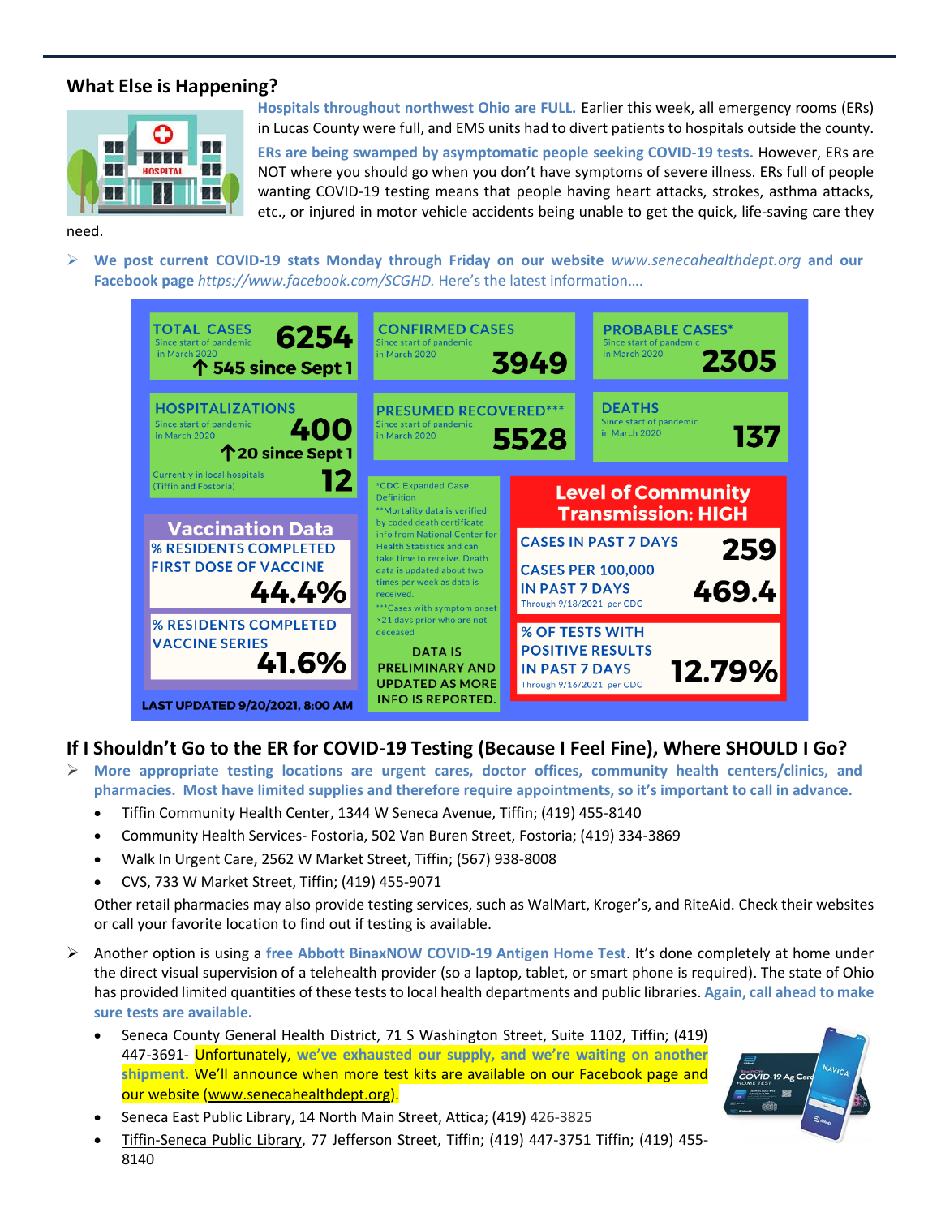## What Else is Happening?

**Hospitals throughout northwest Ohio are FULL.** Earlier this week, all emergency rooms (ERs) in Lucas County were full, and EMS units had to divert patients to hospitals outside the county. **ERs are being swamped by asymptomatic people seeking COVID-19 tests.** However, ERs are NOT where you should go when you don't have symptoms of severe illness. ERs full of people wanting COVID-19 testing means that people having heart attacks, strokes, asthma attacks, etc., or injured in motor vehicle accidents being unable to get the quick, life-saving care they need.

- **We post current COVID-19 stats Monday through Friday on our website** *www.senecahealthdept.org* **and our Facebook page** *https://www.facebook.com/SCGHD.* Here's the latest information….

TOTAL CASES
Since start of pandemic in March 2020
6254
↑ 545 since Sept 1

CONFIRMED CASES
Since start of pandemic in March 2020
3949

PROBABLE CASES*
Since start of pandemic in March 2020
2305

HOSPITALIZATIONS
Since start of pandemic in March 2020
400
↑20 since Sept 1

Currently in local hospitals (Tiffin and Fostoria)
12

PRESUMED RECOVERED***
Since start of pandemic in March 2020
5528

DEATHS
Since start of pandemic in March 2020
137

*CDC Expanded Case Definition
**Mortality data is verified by coded death certificate info from National Center for Health Statistics and can take time to receive. Death data is updated about two times per week as data is received.
***Cases with symptom onset >21 days prior who are not deceased

DATA IS PRELIMINARY AND UPDATED AS MORE INFO IS REPORTED.

Vaccination Data

% RESIDENTS COMPLETED FIRST DOSE OF VACCINE
44.4%

% RESIDENTS COMPLETED VACCINE SERIES
41.6%

LAST UPDATED 9/20/2021, 8:00 AM

Level of Community Transmission: HIGH

CASES IN PAST 7 DAYS
259

CASES PER 100,000 IN PAST 7 DAYS
469.4
Through 9/18/2021, per CDC

% OF TESTS WITH POSITIVE RESULTS IN PAST 7 DAYS
12.79%
Through 9/16/2021, per CDC

## If I Shouldn't Go to the ER for COVID-19 Testing (Because I Feel Fine), Where SHOULD I Go?

- **More appropriate testing locations are urgent cares, doctor offices, community health centers/clinics, and pharmacies. Most have limited supplies and therefore require appointments, so it's important to call in advance.**
  - Tiffin Community Health Center, 1344 W Seneca Avenue, Tiffin; (419) 455-8140
  - Community Health Services- Fostoria, 502 Van Buren Street, Fostoria; (419) 334-3869
  - Walk In Urgent Care, 2562 W Market Street, Tiffin; (567) 938-8008
  - CVS, 733 W Market Street, Tiffin; (419) 455-9071

  Other retail pharmacies may also provide testing services, such as WalMart, Kroger's, and RiteAid. Check their websites or call your favorite location to find out if testing is available.

- Another option is using a **free Abbott BinaxNOW COVID-19 Antigen Home Test**. It's done completely at home under the direct visual supervision of a telehealth provider (so a laptop, tablet, or smart phone is required). The state of Ohio has provided limited quantities of these tests to local health departments and public libraries. **Again, call ahead to make sure tests are available.**
  - Seneca County General Health District, 71 S Washington Street, Suite 1102, Tiffin; (419) 447-3691- Unfortunately, **we've exhausted our supply, and we're waiting on another shipment.** We'll announce when more test kits are available on our Facebook page and our website (www.senecahealthdept.org).
  - Seneca East Public Library, 14 North Main Street, Attica; (419) 426-3825
  - Tiffin-Seneca Public Library, 77 Jefferson Street, Tiffin; (419) 447-3751 Tiffin; (419) 455-8140